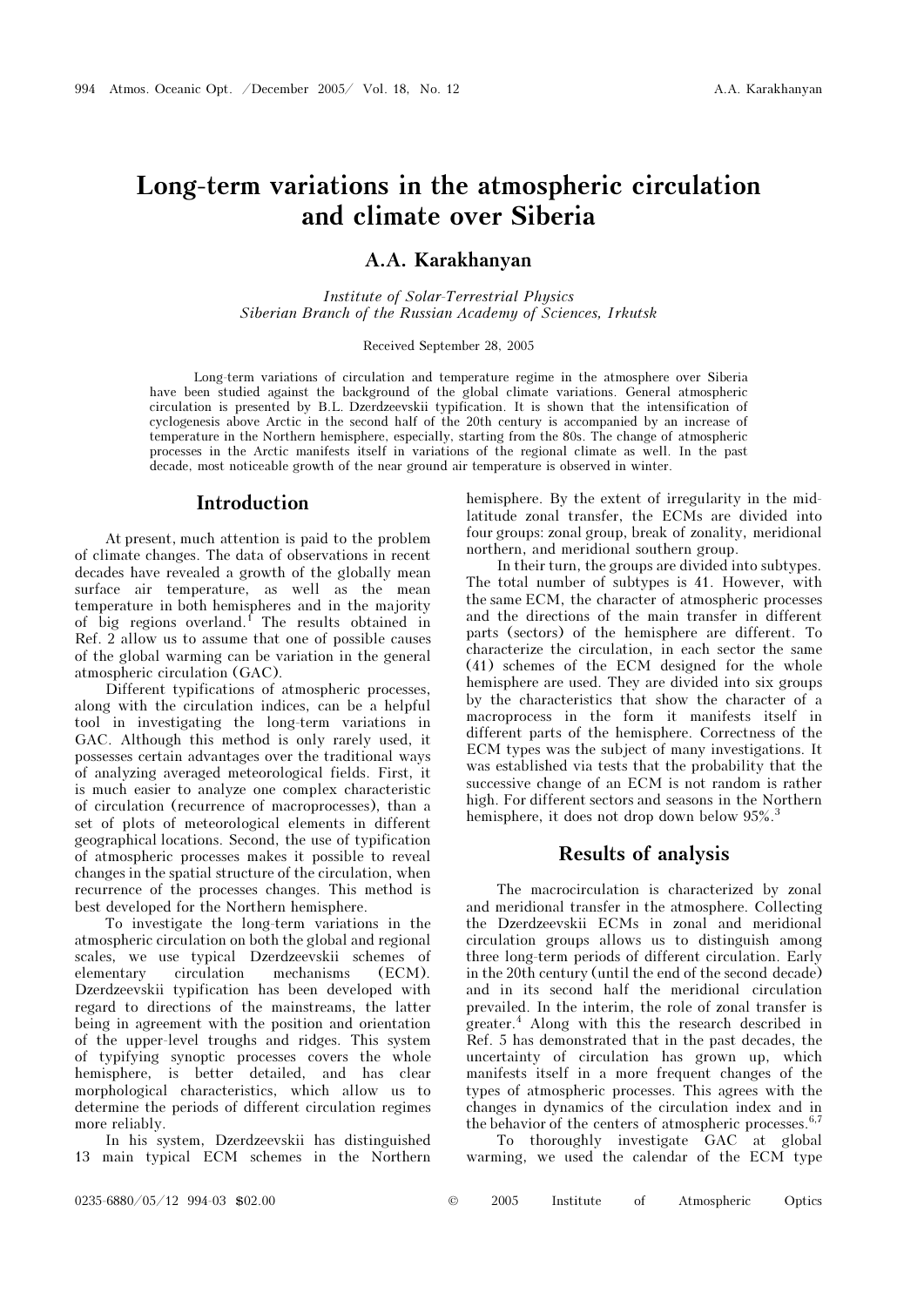# Long-term variations in the atmospheric circulation and climate over Siberia

**A.A. Karakhanyan**

*Institute of Solar-Terrestrial Physics*
*Siberian Branch of the Russian Academy of Sciences, Irkutsk*

Received September 28, 2005

Long-term variations of circulation and temperature regime in the atmosphere over Siberia have been studied against the background of the global climate variations. General atmospheric circulation is presented by B.L. Dzerdzeevskii typification. It is shown that the intensification of cyclogenesis above Arctic in the second half of the 20th century is accompanied by an increase of temperature in the Northern hemisphere, especially, starting from the 80s. The change of atmospheric processes in the Arctic manifests itself in variations of the regional climate as well. In the past decade, most noticeable growth of the near ground air temperature is observed in winter.

## Introduction

At present, much attention is paid to the problem of climate changes. The data of observations in recent decades have revealed a growth of the globally mean surface air temperature, as well as the mean temperature in both hemispheres and in the majority of big regions overland.[1] The results obtained in Ref. 2 allow us to assume that one of possible causes of the global warming can be variation in the general atmospheric circulation (GAC).

Different typifications of atmospheric processes, along with the circulation indices, can be a helpful tool in investigating the long-term variations in GAC. Although this method is only rarely used, it possesses certain advantages over the traditional ways of analyzing averaged meteorological fields. First, it is much easier to analyze one complex characteristic of circulation (recurrence of macroprocesses), than a set of plots of meteorological elements in different geographical locations. Second, the use of typification of atmospheric processes makes it possible to reveal changes in the spatial structure of the circulation, when recurrence of the processes changes. This method is best developed for the Northern hemisphere.

To investigate the long-term variations in the atmospheric circulation on both the global and regional scales, we use typical Dzerdzeevskii schemes of elementary circulation mechanisms (ECM). Dzerdzeevskii typification has been developed with regard to directions of the mainstreams, the latter being in agreement with the position and orientation of the upper-level troughs and ridges. This system of typifying synoptic processes covers the whole hemisphere, is better detailed, and has clear morphological characteristics, which allow us to determine the periods of different circulation regimes more reliably.

In his system, Dzerdzeevskii has distinguished 13 main typical ECM schemes in the Northern hemisphere. By the extent of irregularity in the mid-latitude zonal transfer, the ECMs are divided into four groups: zonal group, break of zonality, meridional northern, and meridional southern group.

In their turn, the groups are divided into subtypes. The total number of subtypes is 41. However, with the same ECM, the character of atmospheric processes and the directions of the main transfer in different parts (sectors) of the hemisphere are different. To characterize the circulation, in each sector the same (41) schemes of the ECM designed for the whole hemisphere are used. They are divided into six groups by the characteristics that show the character of a macroprocess in the form it manifests itself in different parts of the hemisphere. Correctness of the ECM types was the subject of many investigations. It was established via tests that the probability that the successive change of an ECM is not random is rather high. For different sectors and seasons in the Northern hemisphere, it does not drop down below 95%.[3]

## Results of analysis

The macrocirculation is characterized by zonal and meridional transfer in the atmosphere. Collecting the Dzerdzeevskii ECMs in zonal and meridional circulation groups allows us to distinguish among three long-term periods of different circulation. Early in the 20th century (until the end of the second decade) and in its second half the meridional circulation prevailed. In the interim, the role of zonal transfer is greater.[4] Along with this the research described in Ref. 5 has demonstrated that in the past decades, the uncertainty of circulation has grown up, which manifests itself in a more frequent changes of the types of atmospheric processes. This agrees with the changes in dynamics of the circulation index and in the behavior of the centers of atmospheric processes.[6,7]

To thoroughly investigate GAC at global warming, we used the calendar of the ECM type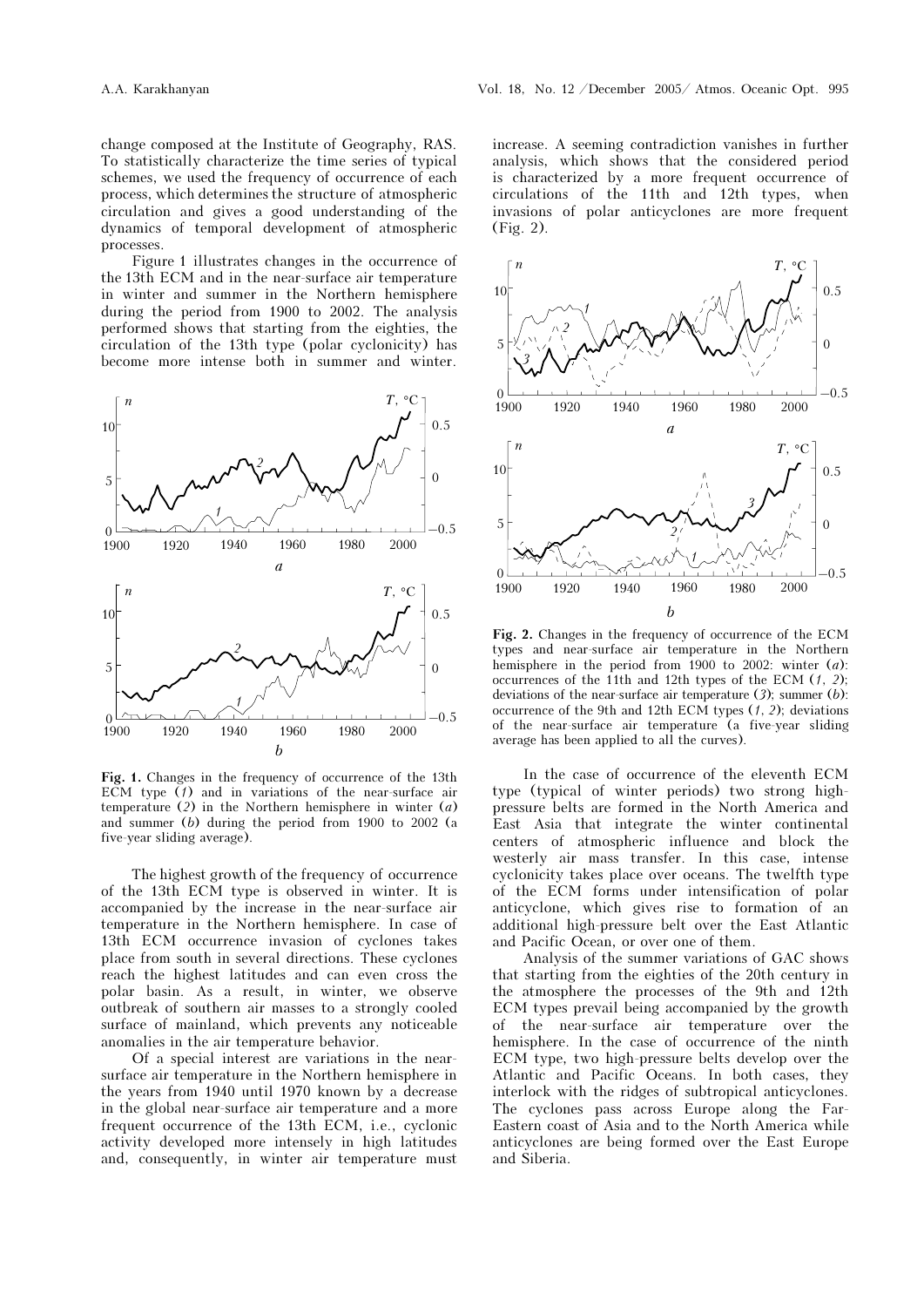change composed at the Institute of Geography, RAS. To statistically characterize the time series of typical schemes, we used the frequency of occurrence of each process, which determines the structure of atmospheric circulation and gives a good understanding of the dynamics of temporal development of atmospheric processes.

Figure 1 illustrates changes in the occurrence of the 13th ECM and in the near-surface air temperature in winter and summer in the Northern hemisphere during the period from 1900 to 2002. The analysis performed shows that starting from the eighties, the circulation of the 13th type (polar cyclonicity) has become more intense both in summer and winter.

**Fig. 1.** Changes in the frequency of occurrence of the 13th ECM type (*1*) and in variations of the near-surface air temperature (*2*) in the Northern hemisphere in winter (*a*) and summer (*b*) during the period from 1900 to 2002 (a five-year sliding average).

The highest growth of the frequency of occurrence of the 13th ECM type is observed in winter. It is accompanied by the increase in the near-surface air temperature in the Northern hemisphere. In case of 13th ECM occurrence invasion of cyclones takes place from south in several directions. These cyclones reach the highest latitudes and can even cross the polar basin. As a result, in winter, we observe outbreak of southern air masses to a strongly cooled surface of mainland, which prevents any noticeable anomalies in the air temperature behavior.

Of a special interest are variations in the near-surface air temperature in the Northern hemisphere in the years from 1940 until 1970 known by a decrease in the global near-surface air temperature and a more frequent occurrence of the 13th ECM, i.e., cyclonic activity developed more intensely in high latitudes and, consequently, in winter air temperature must increase. A seeming contradiction vanishes in further analysis, which shows that the considered period is characterized by a more frequent occurrence of circulations of the 11th and 12th types, when invasions of polar anticyclones are more frequent (Fig. 2).

**Fig. 2.** Changes in the frequency of occurrence of the ECM types and near-surface air temperature in the Northern hemisphere in the period from 1900 to 2002: winter (*a*): occurrences of the 11th and 12th types of the ECM (*1*, *2*); deviations of the near-surface air temperature (*3*); summer (*b*): occurrence of the 9th and 12th ECM types (*1*, *2*); deviations of the near-surface air temperature (a five-year sliding average has been applied to all the curves).

In the case of occurrence of the eleventh ECM type (typical of winter periods) two strong high-pressure belts are formed in the North America and East Asia that integrate the winter continental centers of atmospheric influence and block the westerly air mass transfer. In this case, intense cyclonicity takes place over oceans. The twelfth type of the ECM forms under intensification of polar anticyclone, which gives rise to formation of an additional high-pressure belt over the East Atlantic and Pacific Ocean, or over one of them.

Analysis of the summer variations of GAC shows that starting from the eighties of the 20th century in the atmosphere the processes of the 9th and 12th ECM types prevail being accompanied by the growth of the near-surface air temperature over the hemisphere. In the case of occurrence of the ninth ECM type, two high-pressure belts develop over the Atlantic and Pacific Oceans. In both cases, they interlock with the ridges of subtropical anticyclones. The cyclones pass across Europe along the Far-Eastern coast of Asia and to the North America while anticyclones are being formed over the East Europe and Siberia.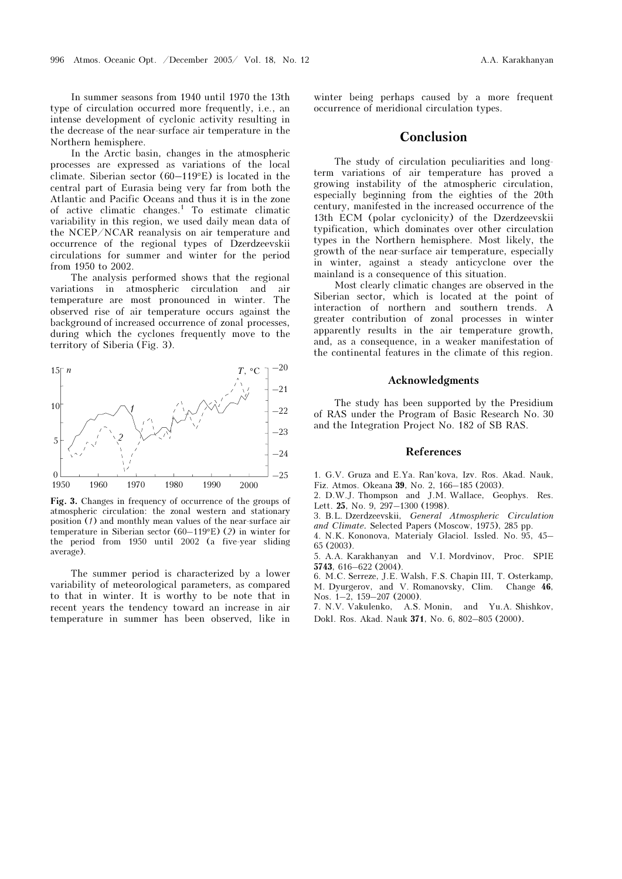In summer seasons from 1940 until 1970 the 13th type of circulation occurred more frequently, i.e., an intense development of cyclonic activity resulting in the decrease of the near-surface air temperature in the Northern hemisphere.

In the Arctic basin, changes in the atmospheric processes are expressed as variations of the local climate. Siberian sector (60–119°E) is located in the central part of Eurasia being very far from both the Atlantic and Pacific Oceans and thus it is in the zone of active climatic changes.[1] To estimate climatic variability in this region, we used daily mean data of the NCEP/NCAR reanalysis on air temperature and occurrence of the regional types of Dzerdzeevskii circulations for summer and winter for the period from 1950 to 2002.

The analysis performed shows that the regional variations in atmospheric circulation and air temperature are most pronounced in winter. The observed rise of air temperature occurs against the background of increased occurrence of zonal processes, during which the cyclones frequently move to the territory of Siberia (Fig. 3).

n
T, °C
15
10
5
0
−20
−21
−22
−23
−24
−25
1950
1960
1970
1980
1990
2000
1
2

**Fig. 3.** Changes in frequency of occurrence of the groups of atmospheric circulation: the zonal western and stationary position (*1*) and monthly mean values of the near-surface air temperature in Siberian sector (60–119°E) (*2*) in winter for the period from 1950 until 2002 (a five-year sliding average).

The summer period is characterized by a lower variability of meteorological parameters, as compared to that in winter. It is worthy to be note that in recent years the tendency toward an increase in air temperature in summer has been observed, like in winter being perhaps caused by a more frequent occurrence of meridional circulation types.

## Conclusion

The study of circulation peculiarities and long-term variations of air temperature has proved a growing instability of the atmospheric circulation, especially beginning from the eighties of the 20th century, manifested in the increased occurrence of the 13th ECM (polar cyclonicity) of the Dzerdzeevskii typification, which dominates over other circulation types in the Northern hemisphere. Most likely, the growth of the near-surface air temperature, especially in winter, against a steady anticyclone over the mainland is a consequence of this situation.

Most clearly climatic changes are observed in the Siberian sector, which is located at the point of interaction of northern and southern trends. A greater contribution of zonal processes in winter apparently results in the air temperature growth, and, as a consequence, in a weaker manifestation of the continental features in the climate of this region.

### Acknowledgments

The study has been supported by the Presidium of RAS under the Program of Basic Research No. 30 and the Integration Project No. 182 of SB RAS.

### References

1. G.V. Gruza and E.Ya. Ran'kova, Izv. Ros. Akad. Nauk, Fiz. Atmos. Okeana **39**, No. 2, 166–185 (2003).
2. D.W.J. Thompson and J.M. Wallace, Geophys. Res. Lett. **25**, No. 9, 297–1300 (1998).
3. B.L. Dzerdzeevskii, *General Atmospheric Circulation and Climate*. Selected Papers (Moscow, 1975), 285 pp.
4. N.K. Kononova, Materialy Glaciol. Issled. No. 95, 45–65 (2003).
5. A.A. Karakhanyan and V.I. Mordvinov, Proc. SPIE **5743**, 616–622 (2004).
6. M.C. Serreze, J.E. Walsh, F.S. Chapin III, T. Osterkamp, M. Dyurgerov, and V. Romanovsky, Clim. Change **46**, Nos. 1–2, 159–207 (2000).
7. N.V. Vakulenko, A.S. Monin, and Yu.A. Shishkov, Dokl. Ros. Akad. Nauk **371**, No. 6, 802–805 (2000).